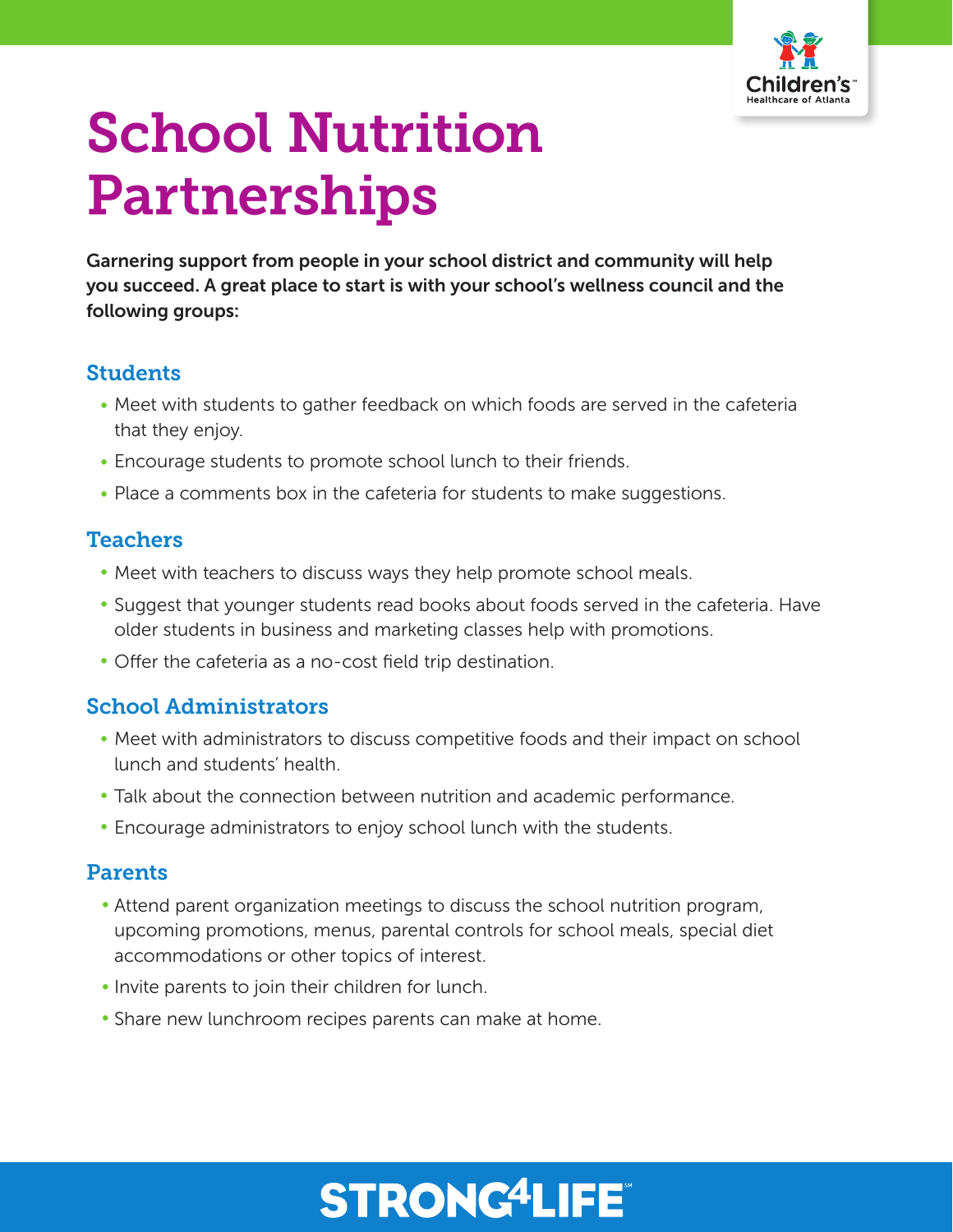# School Nutrition Partnerships

**Garnering support from people in your school district and community will help you succeed. A great place to start is with your school's wellness council and the following groups:**

## Students

- Meet with students to gather feedback on which foods are served in the cafeteria that they enjoy.
- Encourage students to promote school lunch to their friends.
- Place a comments box in the cafeteria for students to make suggestions.

## Teachers

- Meet with teachers to discuss ways they help promote school meals.
- Suggest that younger students read books about foods served in the cafeteria. Have older students in business and marketing classes help with promotions.
- Offer the cafeteria as a no-cost field trip destination.

## School Administrators

- Meet with administrators to discuss competitive foods and their impact on school lunch and students' health.
- Talk about the connection between nutrition and academic performance.
- Encourage administrators to enjoy school lunch with the students.

## Parents

- Attend parent organization meetings to discuss the school nutrition program, upcoming promotions, menus, parental controls for school meals, special diet accommodations or other topics of interest.
- Invite parents to join their children for lunch.
- Share new lunchroom recipes parents can make at home.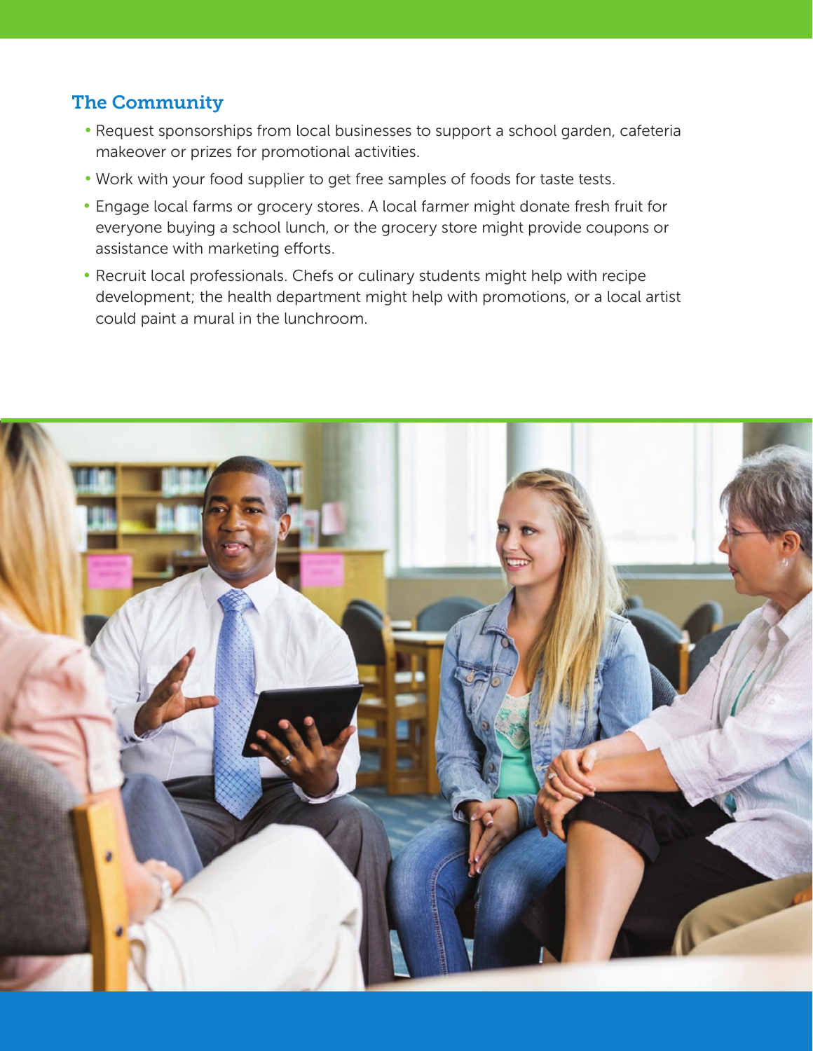### The Community

- Request sponsorships from local businesses to support a school garden, cafeteria makeover or prizes for promotional activities.
- Work with your food supplier to get free samples of foods for taste tests.
- Engage local farms or grocery stores. A local farmer might donate fresh fruit for everyone buying a school lunch, or the grocery store might provide coupons or assistance with marketing efforts.
- Recruit local professionals. Chefs or culinary students might help with recipe development; the health department might help with promotions, or a local artist could paint a mural in the lunchroom.